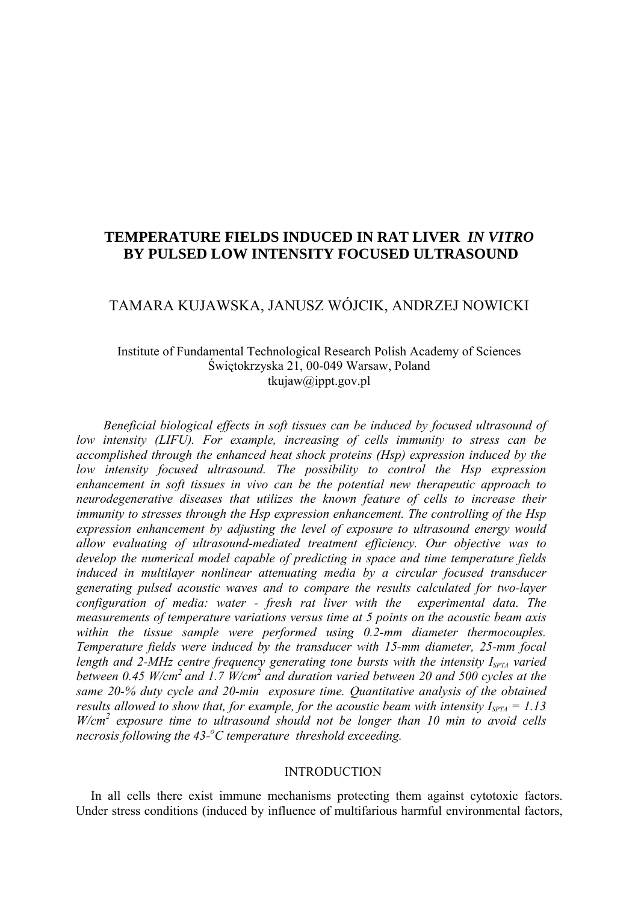# TEMPERATURE FIELDS INDUCED IN RAT LIVER *IN VITRO* BY PULSED LOW INTENSITY FOCUSED ULTRASOUND

TAMARA KUJAWSKA, JANUSZ WÓJCIK, ANDRZEJ NOWICKI

Institute of Fundamental Technological Research Polish Academy of Sciences
Świętokrzyska 21, 00-049 Warsaw, Poland
tkujaw@ippt.gov.pl

*Beneficial biological effects in soft tissues can be induced by focused ultrasound of low intensity (LIFU). For example, increasing of cells immunity to stress can be accomplished through the enhanced heat shock proteins (Hsp) expression induced by the low intensity focused ultrasound. The possibility to control the Hsp expression enhancement in soft tissues in vivo can be the potential new therapeutic approach to neurodegenerative diseases that utilizes the known feature of cells to increase their immunity to stresses through the Hsp expression enhancement. The controlling of the Hsp expression enhancement by adjusting the level of exposure to ultrasound energy would allow evaluating of ultrasound-mediated treatment efficiency. Our objective was to develop the numerical model capable of predicting in space and time temperature fields induced in multilayer nonlinear attenuating media by a circular focused transducer generating pulsed acoustic waves and to compare the results calculated for two-layer configuration of media: water - fresh rat liver with the experimental data. The measurements of temperature variations versus time at 5 points on the acoustic beam axis within the tissue sample were performed using 0.2-mm diameter thermocouples. Temperature fields were induced by the transducer with 15-mm diameter, 25-mm focal length and 2-MHz centre frequency generating tone bursts with the intensity $I_{SPTA}$ varied between 0.45 W/cm$^2$ and 1.7 W/cm$^2$ and duration varied between 20 and 500 cycles at the same 20-% duty cycle and 20-min exposure time. Quantitative analysis of the obtained results allowed to show that, for example, for the acoustic beam with intensity $I_{SPTA}$ = 1.13 W/cm$^2$ exposure time to ultrasound should not be longer than 10 min to avoid cells necrosis following the 43-$^o$C temperature threshold exceeding.*

## INTRODUCTION

In all cells there exist immune mechanisms protecting them against cytotoxic factors. Under stress conditions (induced by influence of multifarious harmful environmental factors,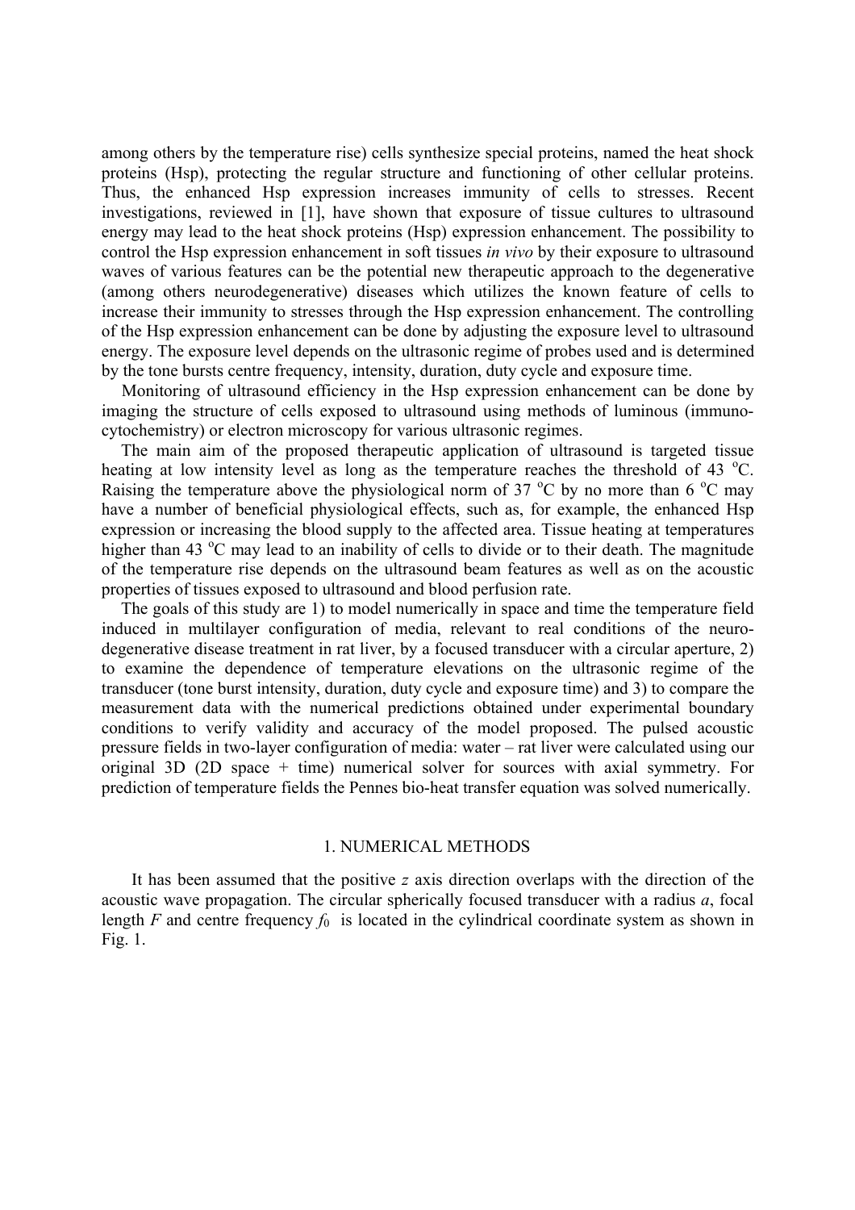among others by the temperature rise) cells synthesize special proteins, named the heat shock proteins (Hsp), protecting the regular structure and functioning of other cellular proteins. Thus, the enhanced Hsp expression increases immunity of cells to stresses. Recent investigations, reviewed in [1], have shown that exposure of tissue cultures to ultrasound energy may lead to the heat shock proteins (Hsp) expression enhancement. The possibility to control the Hsp expression enhancement in soft tissues *in vivo* by their exposure to ultrasound waves of various features can be the potential new therapeutic approach to the degenerative (among others neurodegenerative) diseases which utilizes the known feature of cells to increase their immunity to stresses through the Hsp expression enhancement. The controlling of the Hsp expression enhancement can be done by adjusting the exposure level to ultrasound energy. The exposure level depends on the ultrasonic regime of probes used and is determined by the tone bursts centre frequency, intensity, duration, duty cycle and exposure time.

Monitoring of ultrasound efficiency in the Hsp expression enhancement can be done by imaging the structure of cells exposed to ultrasound using methods of luminous (immuno-cytochemistry) or electron microscopy for various ultrasonic regimes.

The main aim of the proposed therapeutic application of ultrasound is targeted tissue heating at low intensity level as long as the temperature reaches the threshold of 43 $^{o}$C. Raising the temperature above the physiological norm of 37 $^{o}$C by no more than 6 $^{o}$C may have a number of beneficial physiological effects, such as, for example, the enhanced Hsp expression or increasing the blood supply to the affected area. Tissue heating at temperatures higher than 43 $^{o}$C may lead to an inability of cells to divide or to their death. The magnitude of the temperature rise depends on the ultrasound beam features as well as on the acoustic properties of tissues exposed to ultrasound and blood perfusion rate.

The goals of this study are 1) to model numerically in space and time the temperature field induced in multilayer configuration of media, relevant to real conditions of the neuro-degenerative disease treatment in rat liver, by a focused transducer with a circular aperture, 2) to examine the dependence of temperature elevations on the ultrasonic regime of the transducer (tone burst intensity, duration, duty cycle and exposure time) and 3) to compare the measurement data with the numerical predictions obtained under experimental boundary conditions to verify validity and accuracy of the model proposed. The pulsed acoustic pressure fields in two-layer configuration of media: water – rat liver were calculated using our original 3D (2D space + time) numerical solver for sources with axial symmetry. For prediction of temperature fields the Pennes bio-heat transfer equation was solved numerically.

## 1. NUMERICAL METHODS

It has been assumed that the positive $z$ axis direction overlaps with the direction of the acoustic wave propagation. The circular spherically focused transducer with a radius $a$, focal length $F$ and centre frequency $f_0$ is located in the cylindrical coordinate system as shown in Fig. 1.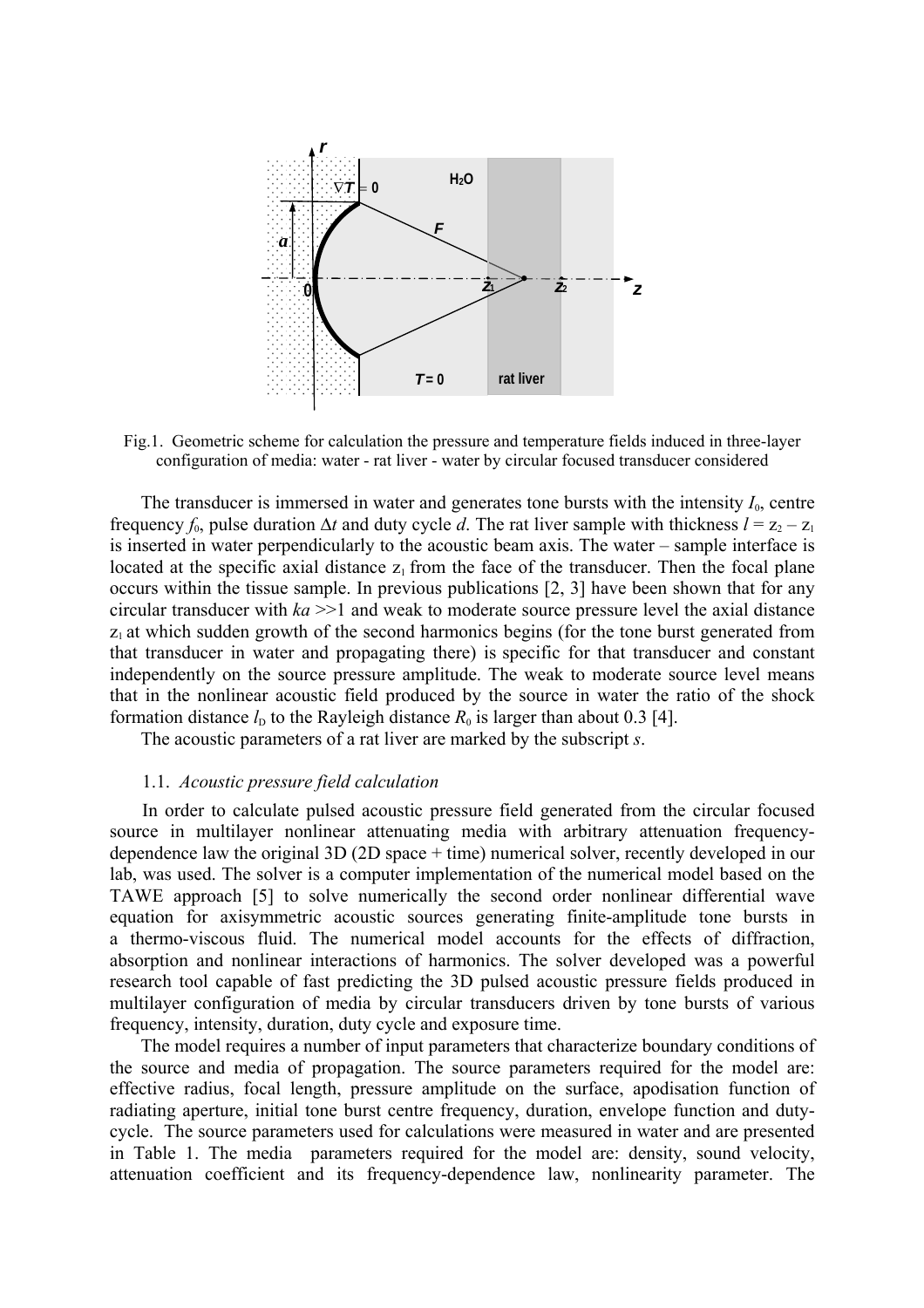Fig.1. Geometric scheme for calculation the pressure and temperature fields induced in three-layer configuration of media: water - rat liver - water by circular focused transducer considered

The transducer is immersed in water and generates tone bursts with the intensity $I_0$, centre frequency $f_0$, pulse duration $\Delta t$ and duty cycle $d$. The rat liver sample with thickness $l = z_2 - z_1$ is inserted in water perpendicularly to the acoustic beam axis. The water – sample interface is located at the specific axial distance $z_1$ from the face of the transducer. Then the focal plane occurs within the tissue sample. In previous publications [2, 3] have been shown that for any circular transducer with $ka \gg 1$ and weak to moderate source pressure level the axial distance $z_1$ at which sudden growth of the second harmonics begins (for the tone burst generated from that transducer in water and propagating there) is specific for that transducer and constant independently on the source pressure amplitude. The weak to moderate source level means that in the nonlinear acoustic field produced by the source in water the ratio of the shock formation distance $l_D$ to the Rayleigh distance $R_0$ is larger than about 0.3 [4].

The acoustic parameters of a rat liver are marked by the subscript *s*.

### 1.1. *Acoustic pressure field calculation*

In order to calculate pulsed acoustic pressure field generated from the circular focused source in multilayer nonlinear attenuating media with arbitrary attenuation frequency-dependence law the original 3D (2D space + time) numerical solver, recently developed in our lab, was used. The solver is a computer implementation of the numerical model based on the TAWE approach [5] to solve numerically the second order nonlinear differential wave equation for axisymmetric acoustic sources generating finite-amplitude tone bursts in a thermo-viscous fluid. The numerical model accounts for the effects of diffraction, absorption and nonlinear interactions of harmonics. The solver developed was a powerful research tool capable of fast predicting the 3D pulsed acoustic pressure fields produced in multilayer configuration of media by circular transducers driven by tone bursts of various frequency, intensity, duration, duty cycle and exposure time.

The model requires a number of input parameters that characterize boundary conditions of the source and media of propagation. The source parameters required for the model are: effective radius, focal length, pressure amplitude on the surface, apodisation function of radiating aperture, initial tone burst centre frequency, duration, envelope function and duty-cycle. The source parameters used for calculations were measured in water and are presented in Table 1. The media parameters required for the model are: density, sound velocity, attenuation coefficient and its frequency-dependence law, nonlinearity parameter. The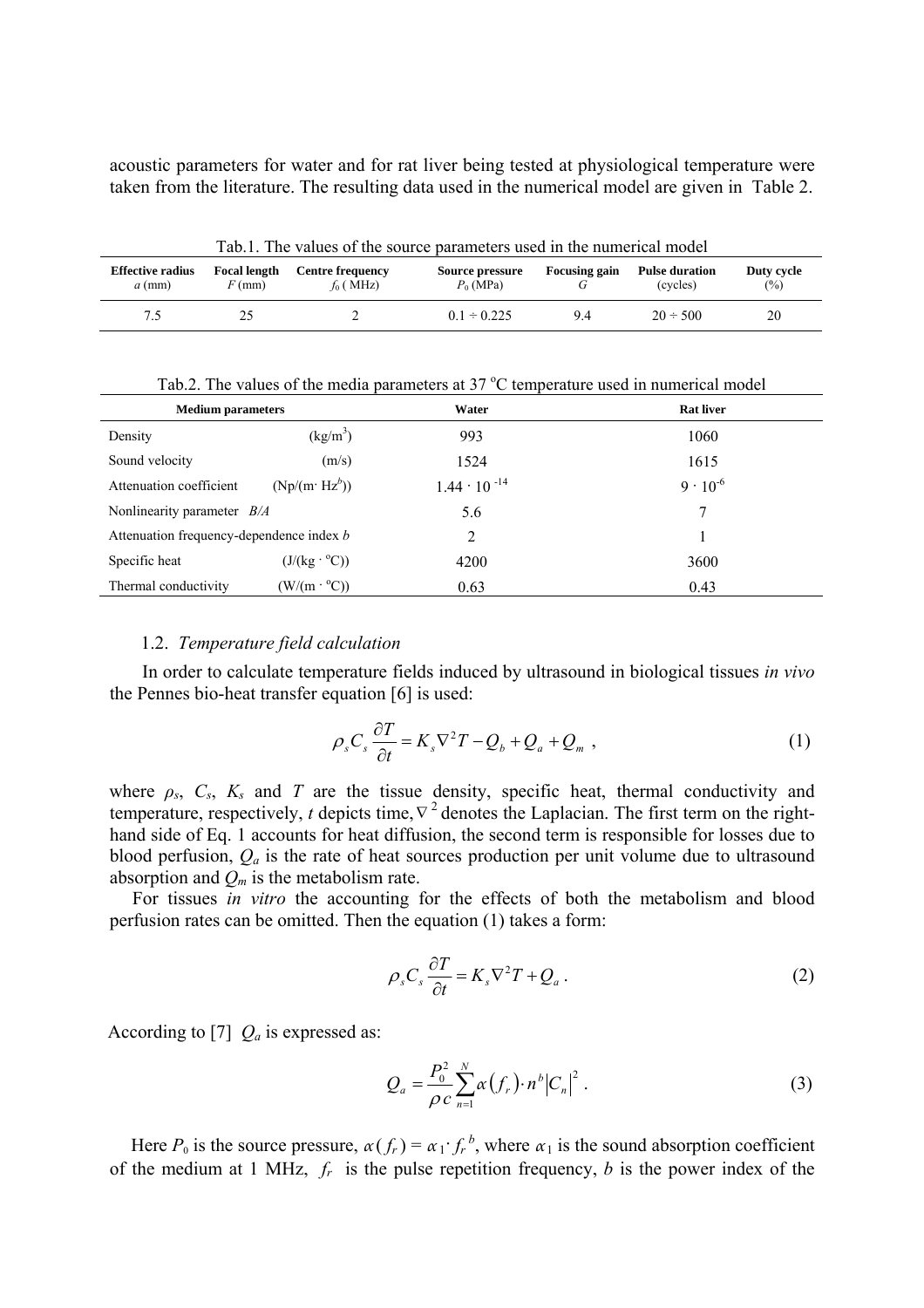acoustic parameters for water and for rat liver being tested at physiological temperature were taken from the literature. The resulting data used in the numerical model are given in Table 2.

Tab.1. The values of the source parameters used in the numerical model

| **Effective radius** $a$ (mm) | **Focal length** $F$ (mm) | **Centre frequency** $f_0$ ( MHz) | **Source pressure** $P_0$ (MPa) | **Focusing gain** $G$ | **Pulse duration** (cycles) | **Duty cycle** (%) |
|---|---|---|---|---|---|---|
| 7.5 | 25 | 2 | 0.1 ÷ 0.225 | 9.4 | 20 ÷ 500 | 20 |

Tab.2. The values of the media parameters at 37 °C temperature used in numerical model

| **Medium parameters** | | **Water** | **Rat liver** |
|---|---|---|---|
| Density | (kg/m$^3$) | 993 | 1060 |
| Sound velocity | (m/s) | 1524 | 1615 |
| Attenuation coefficient | (Np/(m· Hz$^b$)) | $1.44 \cdot 10^{-14}$ | $9 \cdot 10^{-6}$ |
| Nonlinearity parameter $B/A$ | | 5.6 | 7 |
| Attenuation frequency-dependence index $b$ | | 2 | 1 |
| Specific heat | (J/(kg · °C)) | 4200 | 3600 |
| Thermal conductivity | (W/(m · °C)) | 0.63 | 0.43 |

### 1.2. *Temperature field calculation*

In order to calculate temperature fields induced by ultrasound in biological tissues *in vivo* the Pennes bio-heat transfer equation [6] is used:

$$\rho_s C_s \frac{\partial T}{\partial t} = K_s \nabla^2 T - Q_b + Q_a + Q_m \ , \tag{1}$$

where $\rho_s$, $C_s$, $K_s$ and $T$ are the tissue density, specific heat, thermal conductivity and temperature, respectively, $t$ depicts time, $\nabla^2$ denotes the Laplacian. The first term on the right-hand side of Eq. 1 accounts for heat diffusion, the second term is responsible for losses due to blood perfusion, $Q_a$ is the rate of heat sources production per unit volume due to ultrasound absorption and $Q_m$ is the metabolism rate.

For tissues *in vitro* the accounting for the effects of both the metabolism and blood perfusion rates can be omitted. Then the equation (1) takes a form:

$$\rho_s C_s \frac{\partial T}{\partial t} = K_s \nabla^2 T + Q_a \, . \tag{2}$$

According to [7] $Q_a$ is expressed as:

$$Q_a = \frac{P_0^2}{\rho c} \sum_{n=1}^{N} \alpha\left(f_r\right) \cdot n^b \left|C_n\right|^2 \, . \tag{3}$$

Here $P_0$ is the source pressure, $\alpha(f_r) = \alpha_1 \cdot f_r^{\,b}$, where $\alpha_1$ is the sound absorption coefficient of the medium at 1 MHz, $f_r$ is the pulse repetition frequency, $b$ is the power index of the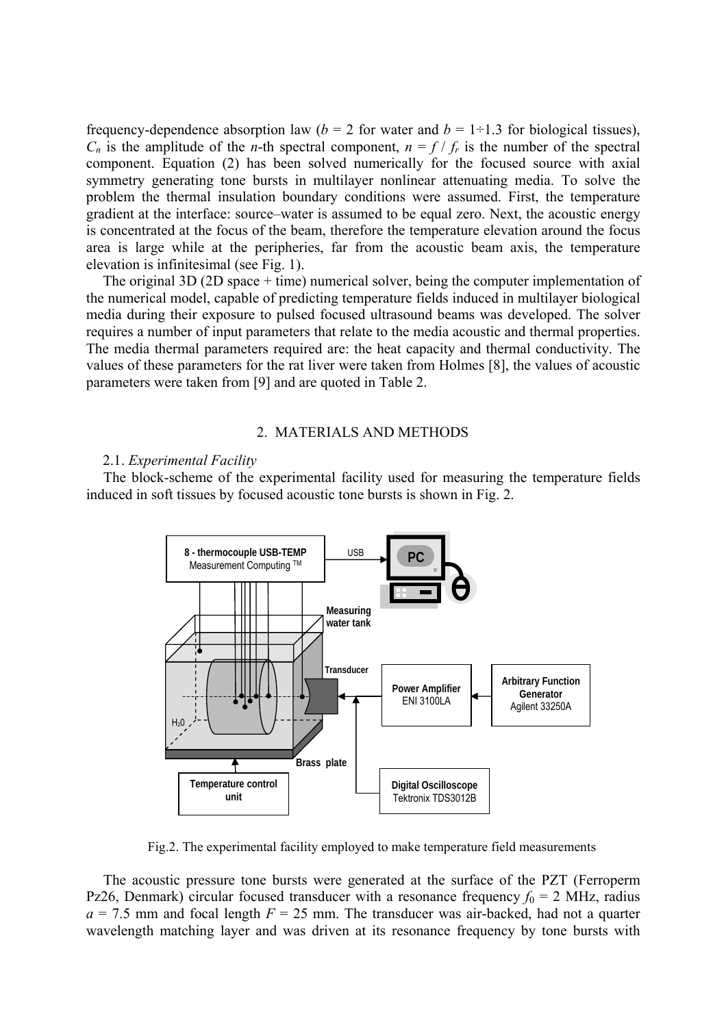frequency-dependence absorption law ($b = 2$ for water and $b = 1 \div 1.3$ for biological tissues), $C_n$ is the amplitude of the $n$-th spectral component, $n = f / f_r$ is the number of the spectral component. Equation (2) has been solved numerically for the focused source with axial symmetry generating tone bursts in multilayer nonlinear attenuating media. To solve the problem the thermal insulation boundary conditions were assumed. First, the temperature gradient at the interface: source–water is assumed to be equal zero. Next, the acoustic energy is concentrated at the focus of the beam, therefore the temperature elevation around the focus area is large while at the peripheries, far from the acoustic beam axis, the temperature elevation is infinitesimal (see Fig. 1).

The original 3D (2D space + time) numerical solver, being the computer implementation of the numerical model, capable of predicting temperature fields induced in multilayer biological media during their exposure to pulsed focused ultrasound beams was developed. The solver requires a number of input parameters that relate to the media acoustic and thermal properties. The media thermal parameters required are: the heat capacity and thermal conductivity. The values of these parameters for the rat liver were taken from Holmes [8], the values of acoustic parameters were taken from [9] and are quoted in Table 2.

## 2. MATERIALS AND METHODS

### 2.1. *Experimental Facility*

The block-scheme of the experimental facility used for measuring the temperature fields induced in soft tissues by focused acoustic tone bursts is shown in Fig. 2.

Fig.2. The experimental facility employed to make temperature field measurements

The acoustic pressure tone bursts were generated at the surface of the PZT (Ferroperm Pz26, Denmark) circular focused transducer with a resonance frequency $f_0 = 2$ MHz, radius $a = 7.5$ mm and focal length $F = 25$ mm. The transducer was air-backed, had not a quarter wavelength matching layer and was driven at its resonance frequency by tone bursts with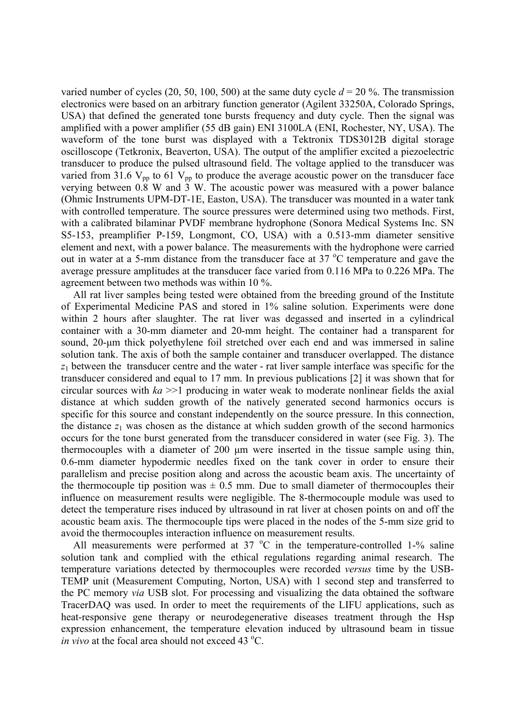varied number of cycles (20, 50, 100, 500) at the same duty cycle $d$ = 20 %. The transmission electronics were based on an arbitrary function generator (Agilent 33250A, Colorado Springs, USA) that defined the generated tone bursts frequency and duty cycle. Then the signal was amplified with a power amplifier (55 dB gain) ENI 3100LA (ENI, Rochester, NY, USA). The waveform of the tone burst was displayed with a Tektronix TDS3012B digital storage oscilloscope (Tetkronix, Beaverton, USA). The output of the amplifier excited a piezoelectric transducer to produce the pulsed ultrasound field. The voltage applied to the transducer was varied from 31.6 $V_{pp}$ to 61 $V_{pp}$ to produce the average acoustic power on the transducer face verying between 0.8 W and 3 W. The acoustic power was measured with a power balance (Ohmic Instruments UPM-DT-1E, Easton, USA). The transducer was mounted in a water tank with controlled temperature. The source pressures were determined using two methods. First, with a calibrated bilaminar PVDF membrane hydrophone (Sonora Medical Systems Inc. SN S5-153, preamplifier P-159, Longmont, CO, USA) with a 0.513-mm diameter sensitive element and next, with a power balance. The measurements with the hydrophone were carried out in water at a 5-mm distance from the transducer face at 37 $^{o}$C temperature and gave the average pressure amplitudes at the transducer face varied from 0.116 MPa to 0.226 MPa. The agreement between two methods was within 10 %.

All rat liver samples being tested were obtained from the breeding ground of the Institute of Experimental Medicine PAS and stored in 1% saline solution. Experiments were done within 2 hours after slaughter. The rat liver was degassed and inserted in a cylindrical container with a 30-mm diameter and 20-mm height. The container had a transparent for sound, 20-μm thick polyethylene foil stretched over each end and was immersed in saline solution tank. The axis of both the sample container and transducer overlapped. The distance $z_1$ between the transducer centre and the water - rat liver sample interface was specific for the transducer considered and equal to 17 mm. In previous publications [2] it was shown that for circular sources with $ka$ >>1 producing in water weak to moderate nonlinear fields the axial distance at which sudden growth of the natively generated second harmonics occurs is specific for this source and constant independently on the source pressure. In this connection, the distance $z_1$ was chosen as the distance at which sudden growth of the second harmonics occurs for the tone burst generated from the transducer considered in water (see Fig. 3). The thermocouples with a diameter of 200 μm were inserted in the tissue sample using thin, 0.6-mm diameter hypodermic needles fixed on the tank cover in order to ensure their parallelism and precise position along and across the acoustic beam axis. The uncertainty of the thermocouple tip position was ± 0.5 mm. Due to small diameter of thermocouples their influence on measurement results were negligible. The 8-thermocouple module was used to detect the temperature rises induced by ultrasound in rat liver at chosen points on and off the acoustic beam axis. The thermocouple tips were placed in the nodes of the 5-mm size grid to avoid the thermocouples interaction influence on measurement results.

All measurements were performed at 37 $^{o}$C in the temperature-controlled 1-% saline solution tank and complied with the ethical regulations regarding animal research. The temperature variations detected by thermocouples were recorded *versus* time by the USB-TEMP unit (Measurement Computing, Norton, USA) with 1 second step and transferred to the PC memory *via* USB slot. For processing and visualizing the data obtained the software TracerDAQ was used. In order to meet the requirements of the LIFU applications, such as heat-responsive gene therapy or neurodegenerative diseases treatment through the Hsp expression enhancement, the temperature elevation induced by ultrasound beam in tissue *in vivo* at the focal area should not exceed 43 $^{o}$C.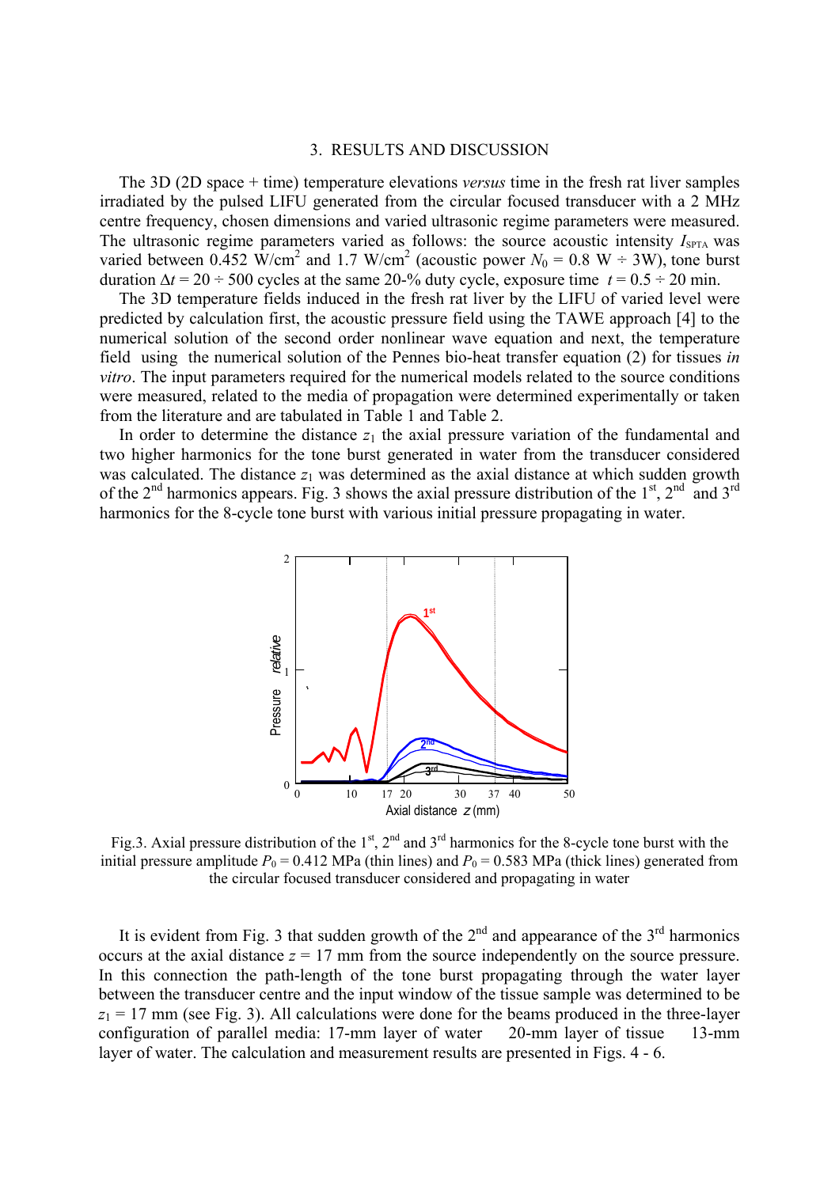## 3. RESULTS AND DISCUSSION

The 3D (2D space + time) temperature elevations *versus* time in the fresh rat liver samples irradiated by the pulsed LIFU generated from the circular focused transducer with a 2 MHz centre frequency, chosen dimensions and varied ultrasonic regime parameters were measured. The ultrasonic regime parameters varied as follows: the source acoustic intensity $I_{SPTA}$ was varied between 0.452 W/cm$^2$ and 1.7 W/cm$^2$ (acoustic power $N_0$ = 0.8 W ÷ 3W), tone burst duration $\Delta t$ = 20 ÷ 500 cycles at the same 20-% duty cycle, exposure time $t$ = 0.5 ÷ 20 min.

The 3D temperature fields induced in the fresh rat liver by the LIFU of varied level were predicted by calculation first, the acoustic pressure field using the TAWE approach [4] to the numerical solution of the second order nonlinear wave equation and next, the temperature field using the numerical solution of the Pennes bio-heat transfer equation (2) for tissues *in vitro*. The input parameters required for the numerical models related to the source conditions were measured, related to the media of propagation were determined experimentally or taken from the literature and are tabulated in Table 1 and Table 2.

In order to determine the distance $z_1$ the axial pressure variation of the fundamental and two higher harmonics for the tone burst generated in water from the transducer considered was calculated. The distance $z_1$ was determined as the axial distance at which sudden growth of the 2$^{nd}$ harmonics appears. Fig. 3 shows the axial pressure distribution of the 1$^{st}$, 2$^{nd}$ and 3$^{rd}$ harmonics for the 8-cycle tone burst with various initial pressure propagating in water.

Fig.3. Axial pressure distribution of the 1$^{st}$, 2$^{nd}$ and 3$^{rd}$ harmonics for the 8-cycle tone burst with the initial pressure amplitude $P_0$ = 0.412 MPa (thin lines) and $P_0$ = 0.583 MPa (thick lines) generated from the circular focused transducer considered and propagating in water

It is evident from Fig. 3 that sudden growth of the 2$^{nd}$ and appearance of the 3$^{rd}$ harmonics occurs at the axial distance $z$ = 17 mm from the source independently on the source pressure. In this connection the path-length of the tone burst propagating through the water layer between the transducer centre and the input window of the tissue sample was determined to be $z_1$ = 17 mm (see Fig. 3). All calculations were done for the beams produced in the three-layer configuration of parallel media: 17-mm layer of water 20-mm layer of tissue 13-mm layer of water. The calculation and measurement results are presented in Figs. 4 - 6.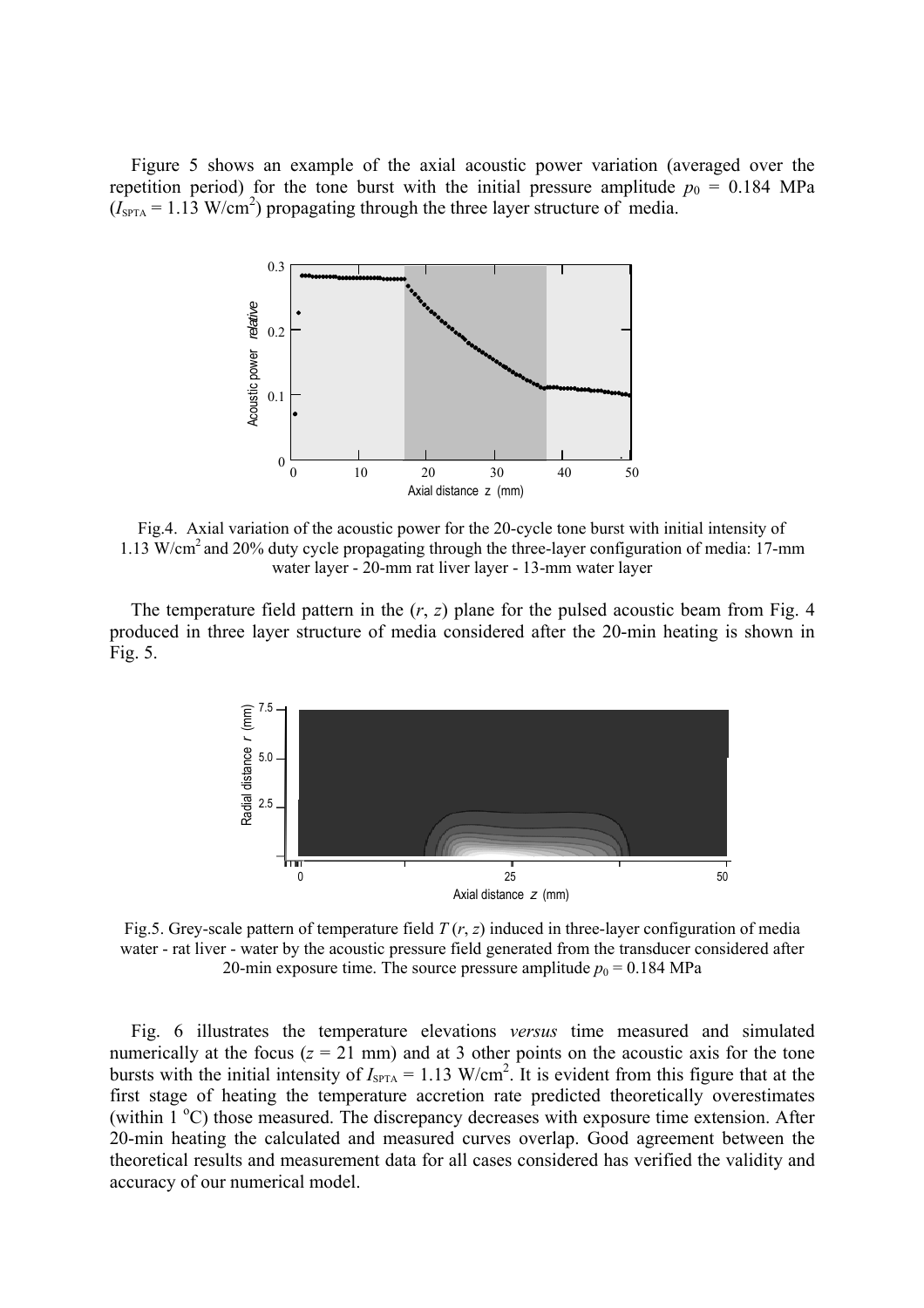Figure 5 shows an example of the axial acoustic power variation (averaged over the repetition period) for the tone burst with the initial pressure amplitude $p_0$ = 0.184 MPa ($I_{SPTA}$ = 1.13 W/cm$^2$) propagating through the three layer structure of media.

Fig.4. Axial variation of the acoustic power for the 20-cycle tone burst with initial intensity of 1.13 W/cm$^2$ and 20% duty cycle propagating through the three-layer configuration of media: 17-mm water layer - 20-mm rat liver layer - 13-mm water layer

The temperature field pattern in the ($r$, $z$) plane for the pulsed acoustic beam from Fig. 4 produced in three layer structure of media considered after the 20-min heating is shown in Fig. 5.

Fig.5. Grey-scale pattern of temperature field $T$ ($r$, $z$) induced in three-layer configuration of media water - rat liver - water by the acoustic pressure field generated from the transducer considered after 20-min exposure time. The source pressure amplitude $p_0$ = 0.184 MPa

Fig. 6 illustrates the temperature elevations *versus* time measured and simulated numerically at the focus ($z$ = 21 mm) and at 3 other points on the acoustic axis for the tone bursts with the initial intensity of $I_{SPTA}$ = 1.13 W/cm$^2$. It is evident from this figure that at the first stage of heating the temperature accretion rate predicted theoretically overestimates (within 1 $^o$C) those measured. The discrepancy decreases with exposure time extension. After 20-min heating the calculated and measured curves overlap. Good agreement between the theoretical results and measurement data for all cases considered has verified the validity and accuracy of our numerical model.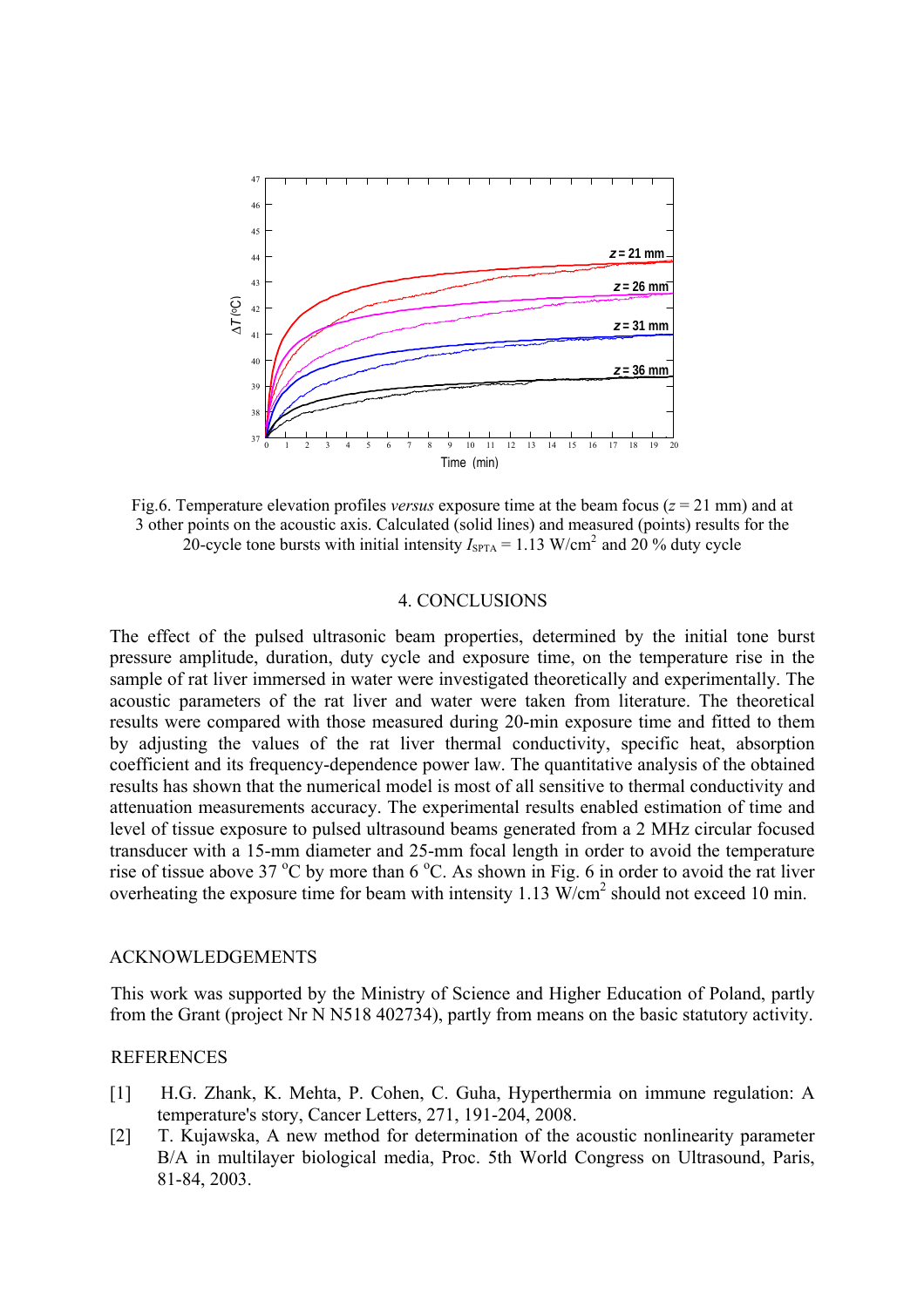Fig.6. Temperature elevation profiles *versus* exposure time at the beam focus ($z$ = 21 mm) and at 3 other points on the acoustic axis. Calculated (solid lines) and measured (points) results for the 20-cycle tone bursts with initial intensity $I_{SPTA}$ = 1.13 W/cm$^2$ and 20 % duty cycle

## 4. CONCLUSIONS

The effect of the pulsed ultrasonic beam properties, determined by the initial tone burst pressure amplitude, duration, duty cycle and exposure time, on the temperature rise in the sample of rat liver immersed in water were investigated theoretically and experimentally. The acoustic parameters of the rat liver and water were taken from literature. The theoretical results were compared with those measured during 20-min exposure time and fitted to them by adjusting the values of the rat liver thermal conductivity, specific heat, absorption coefficient and its frequency-dependence power law. The quantitative analysis of the obtained results has shown that the numerical model is most of all sensitive to thermal conductivity and attenuation measurements accuracy. The experimental results enabled estimation of time and level of tissue exposure to pulsed ultrasound beams generated from a 2 MHz circular focused transducer with a 15-mm diameter and 25-mm focal length in order to avoid the temperature rise of tissue above 37 $^{o}$C by more than 6 $^{o}$C. As shown in Fig. 6 in order to avoid the rat liver overheating the exposure time for beam with intensity 1.13 W/cm$^2$ should not exceed 10 min.

## ACKNOWLEDGEMENTS

This work was supported by the Ministry of Science and Higher Education of Poland, partly from the Grant (project Nr N N518 402734), partly from means on the basic statutory activity.

## REFERENCES

[1] H.G. Zhank, K. Mehta, P. Cohen, C. Guha, Hyperthermia on immune regulation: A temperature's story, Cancer Letters, 271, 191-204, 2008.

[2] T. Kujawska, A new method for determination of the acoustic nonlinearity parameter B/A in multilayer biological media, Proc. 5th World Congress on Ultrasound, Paris, 81-84, 2003.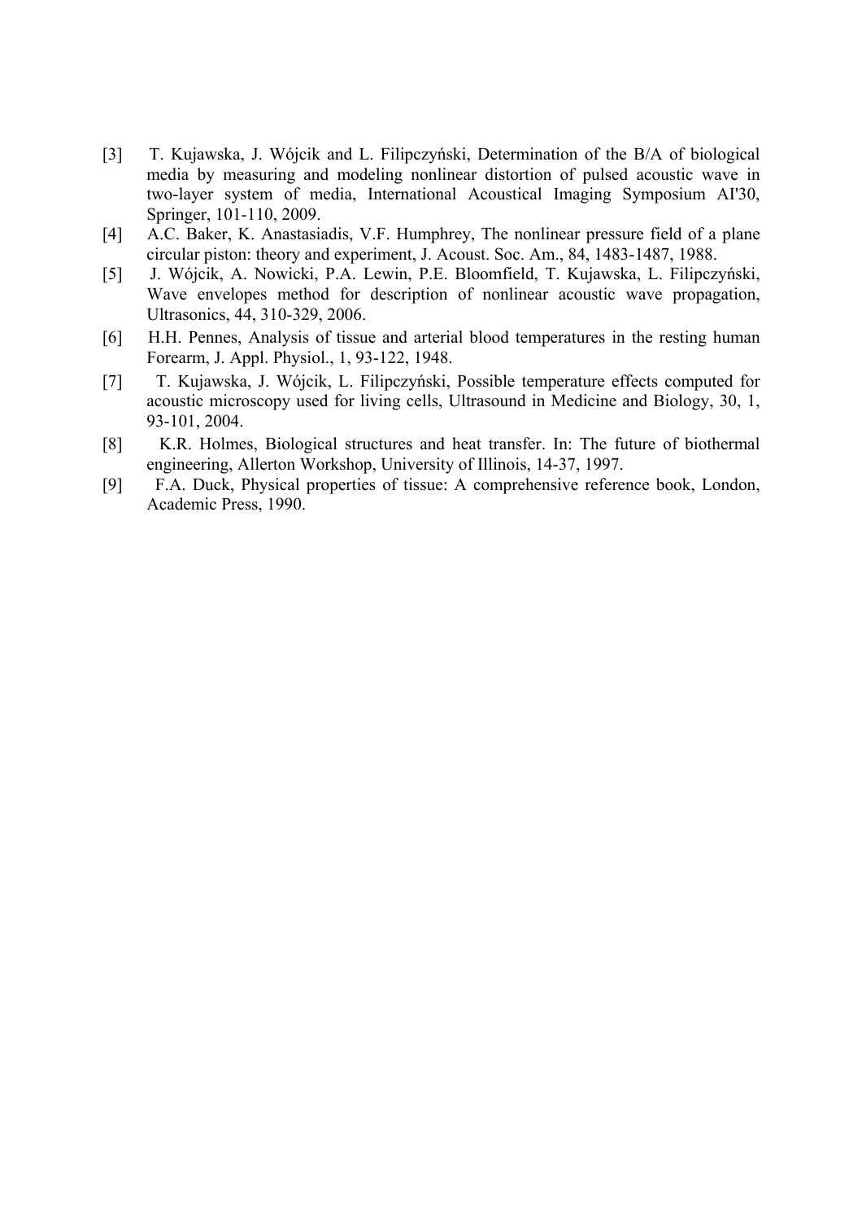[3] T. Kujawska, J. Wójcik and L. Filipczyński, Determination of the B/A of biological media by measuring and modeling nonlinear distortion of pulsed acoustic wave in two-layer system of media, International Acoustical Imaging Symposium AI'30, Springer, 101-110, 2009.

[4] A.C. Baker, K. Anastasiadis, V.F. Humphrey, The nonlinear pressure field of a plane circular piston: theory and experiment, J. Acoust. Soc. Am., 84, 1483-1487, 1988.

[5] J. Wójcik, A. Nowicki, P.A. Lewin, P.E. Bloomfield, T. Kujawska, L. Filipczyński, Wave envelopes method for description of nonlinear acoustic wave propagation, Ultrasonics, 44, 310-329, 2006.

[6] H.H. Pennes, Analysis of tissue and arterial blood temperatures in the resting human Forearm, J. Appl. Physiol., 1, 93-122, 1948.

[7] T. Kujawska, J. Wójcik, L. Filipczyński, Possible temperature effects computed for acoustic microscopy used for living cells, Ultrasound in Medicine and Biology, 30, 1, 93-101, 2004.

[8] K.R. Holmes, Biological structures and heat transfer. In: The future of biothermal engineering, Allerton Workshop, University of Illinois, 14-37, 1997.

[9] F.A. Duck, Physical properties of tissue: A comprehensive reference book, London, Academic Press, 1990.